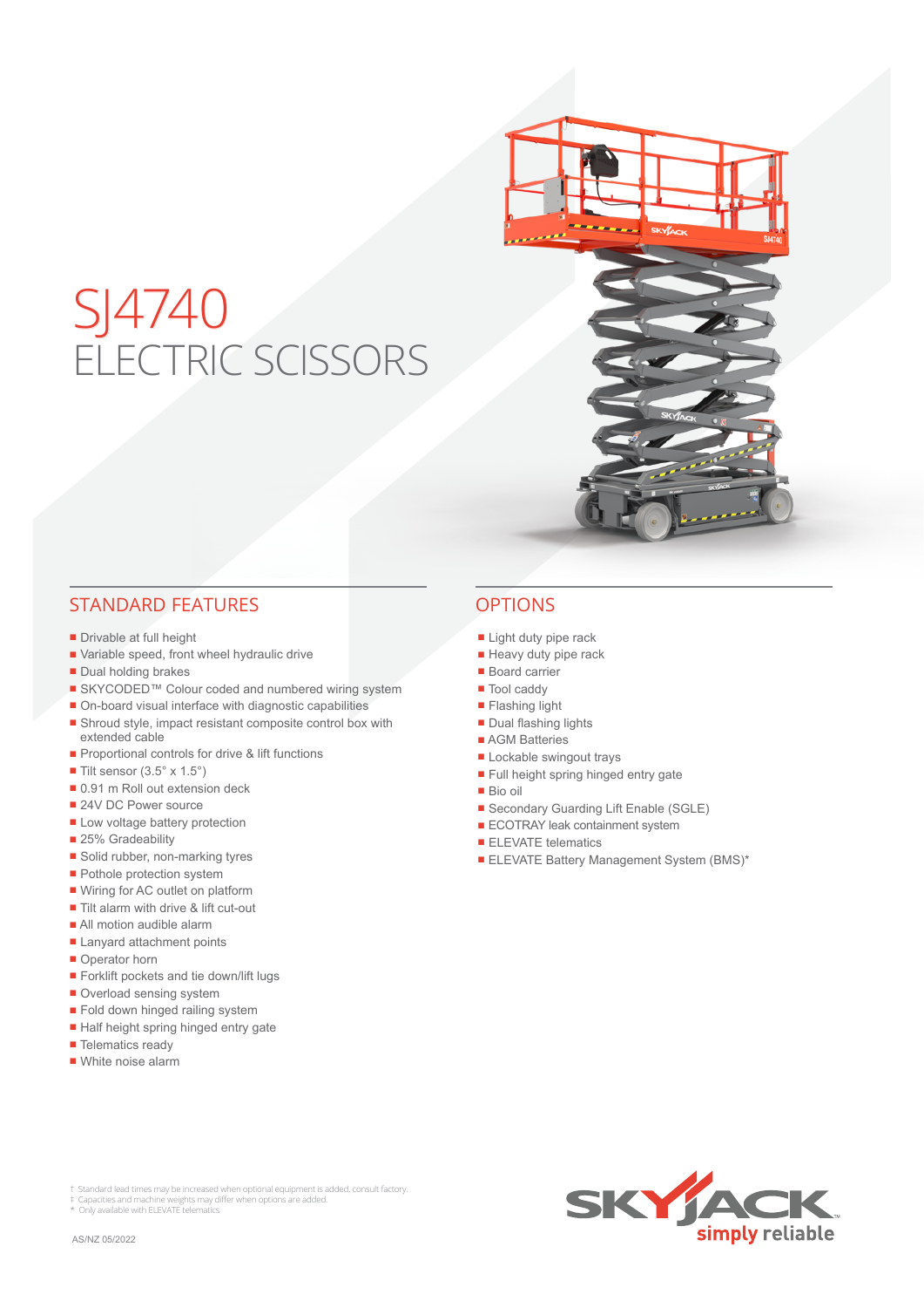# SJ4740
## ELECTRIC SCISSORS

## STANDARD FEATURES

- Drivable at full height
- Variable speed, front wheel hydraulic drive
- Dual holding brakes
- SKYCODED™ Colour coded and numbered wiring system
- On-board visual interface with diagnostic capabilities
- Shroud style, impact resistant composite control box with extended cable
- Proportional controls for drive & lift functions
- Tilt sensor (3.5° x 1.5°)
- 0.91 m Roll out extension deck
- 24V DC Power source
- Low voltage battery protection
- 25% Gradeability
- Solid rubber, non-marking tyres
- Pothole protection system
- Wiring for AC outlet on platform
- Tilt alarm with drive & lift cut-out
- All motion audible alarm
- Lanyard attachment points
- Operator horn
- Forklift pockets and tie down/lift lugs
- Overload sensing system
- Fold down hinged railing system
- Half height spring hinged entry gate
- Telematics ready
- White noise alarm

## OPTIONS

- Light duty pipe rack
- Heavy duty pipe rack
- Board carrier
- Tool caddy
- Flashing light
- Dual flashing lights
- AGM Batteries
- Lockable swingout trays
- Full height spring hinged entry gate
- Bio oil
- Secondary Guarding Lift Enable (SGLE)
- ECOTRAY leak containment system
- ELEVATE telematics
- ELEVATE Battery Management System (BMS)*

† Standard lead times may be increased when optional equipment is added, consult factory.
‡ Capacities and machine weights may differ when options are added.
* Only available with ELEVATE telematics

AS/NZ 05/2022

SKYJACK™ simply reliable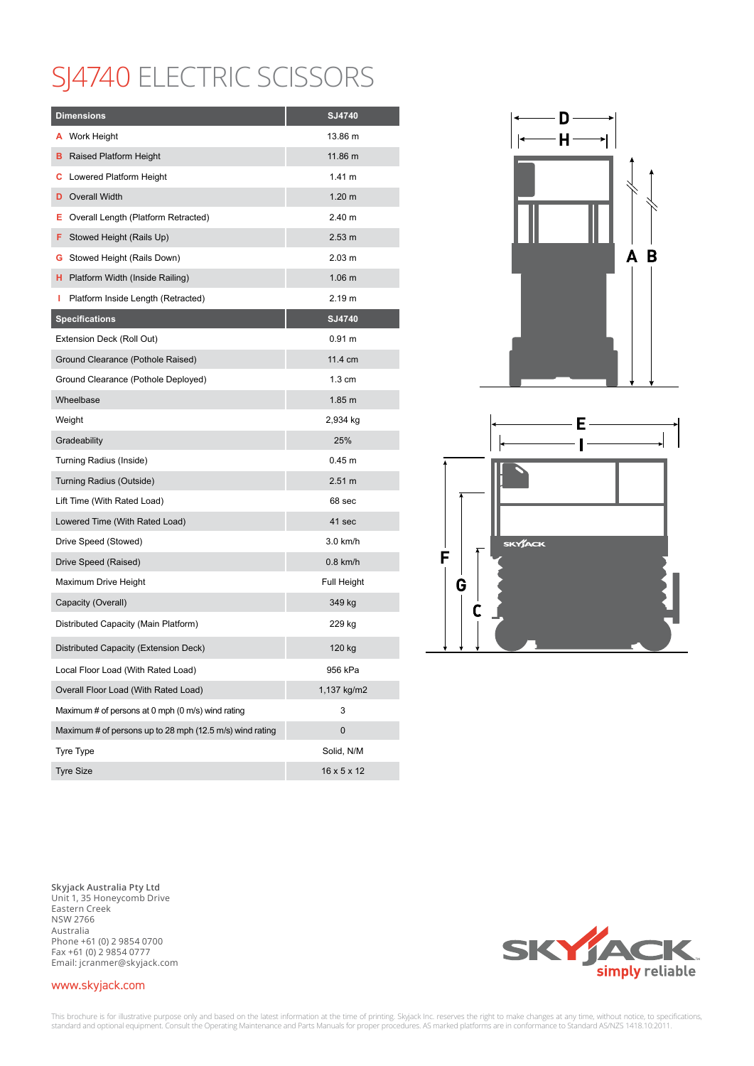# SJ4740 ELECTRIC SCISSORS

| Dimensions | SJ4740 |
|---|---|
| **A** Work Height | 13.86 m |
| **B** Raised Platform Height | 11.86 m |
| **C** Lowered Platform Height | 1.41 m |
| **D** Overall Width | 1.20 m |
| **E** Overall Length (Platform Retracted) | 2.40 m |
| **F** Stowed Height (Rails Up) | 2.53 m |
| **G** Stowed Height (Rails Down) | 2.03 m |
| **H** Platform Width (Inside Railing) | 1.06 m |
| **I** Platform Inside Length (Retracted) | 2.19 m |

| Specifications | SJ4740 |
|---|---|
| Extension Deck (Roll Out) | 0.91 m |
| Ground Clearance (Pothole Raised) | 11.4 cm |
| Ground Clearance (Pothole Deployed) | 1.3 cm |
| Wheelbase | 1.85 m |
| Weight | 2,934 kg |
| Gradeability | 25% |
| Turning Radius (Inside) | 0.45 m |
| Turning Radius (Outside) | 2.51 m |
| Lift Time (With Rated Load) | 68 sec |
| Lowered Time (With Rated Load) | 41 sec |
| Drive Speed (Stowed) | 3.0 km/h |
| Drive Speed (Raised) | 0.8 km/h |
| Maximum Drive Height | Full Height |
| Capacity (Overall) | 349 kg |
| Distributed Capacity (Main Platform) | 229 kg |
| Distributed Capacity (Extension Deck) | 120 kg |
| Local Floor Load (With Rated Load) | 956 kPa |
| Overall Floor Load (With Rated Load) | 1,137 kg/m2 |
| Maximum # of persons at 0 mph (0 m/s) wind rating | 3 |
| Maximum # of persons up to 28 mph (12.5 m/s) wind rating | 0 |
| Tyre Type | Solid, N/M |
| Tyre Size | 16 x 5 x 12 |

D
H
A B
E
I
F
G
C

**Skyjack Australia Pty Ltd**
Unit 1, 35 Honeycomb Drive
Eastern Creek
NSW 2766
Australia
Phone +61 (0) 2 9854 0700
Fax +61 (0) 2 9854 0777
Email: jcranmer@skyjack.com

www.skyjack.com

SKYJACK simply reliable

This brochure is for illustrative purpose only and based on the latest information at the time of printing. Skyjack Inc. reserves the right to make changes at any time, without notice, to specifications, standard and optional equipment. Consult the Operating Maintenance and Parts Manuals for proper procedures. AS marked platforms are in conformance to Standard AS/NZS 1418.10:2011.